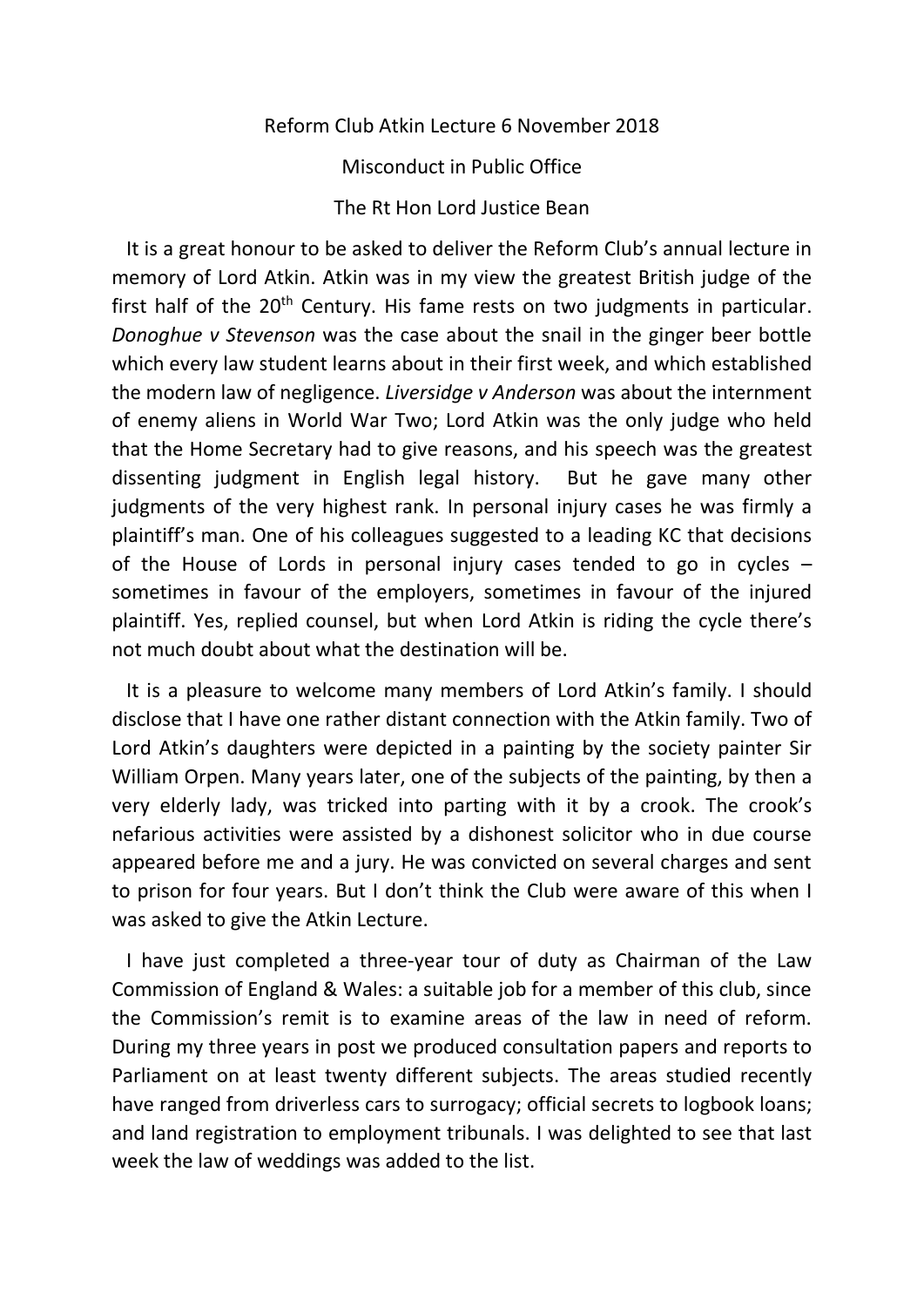Reform Club Atkin Lecture 6 November 2018

Misconduct in Public Office

The Rt Hon Lord Justice Bean

It is a great honour to be asked to deliver the Reform Club's annual lecture in memory of Lord Atkin. Atkin was in my view the greatest British judge of the first half of the 20th Century. His fame rests on two judgments in particular. *Donoghue v Stevenson* was the case about the snail in the ginger beer bottle which every law student learns about in their first week, and which established the modern law of negligence. *Liversidge v Anderson* was about the internment of enemy aliens in World War Two; Lord Atkin was the only judge who held that the Home Secretary had to give reasons, and his speech was the greatest dissenting judgment in English legal history. But he gave many other judgments of the very highest rank. In personal injury cases he was firmly a plaintiff's man. One of his colleagues suggested to a leading KC that decisions of the House of Lords in personal injury cases tended to go in cycles – sometimes in favour of the employers, sometimes in favour of the injured plaintiff. Yes, replied counsel, but when Lord Atkin is riding the cycle there's not much doubt about what the destination will be.

It is a pleasure to welcome many members of Lord Atkin's family. I should disclose that I have one rather distant connection with the Atkin family. Two of Lord Atkin's daughters were depicted in a painting by the society painter Sir William Orpen. Many years later, one of the subjects of the painting, by then a very elderly lady, was tricked into parting with it by a crook. The crook's nefarious activities were assisted by a dishonest solicitor who in due course appeared before me and a jury. He was convicted on several charges and sent to prison for four years. But I don't think the Club were aware of this when I was asked to give the Atkin Lecture.

I have just completed a three-year tour of duty as Chairman of the Law Commission of England & Wales: a suitable job for a member of this club, since the Commission's remit is to examine areas of the law in need of reform. During my three years in post we produced consultation papers and reports to Parliament on at least twenty different subjects. The areas studied recently have ranged from driverless cars to surrogacy; official secrets to logbook loans; and land registration to employment tribunals. I was delighted to see that last week the law of weddings was added to the list.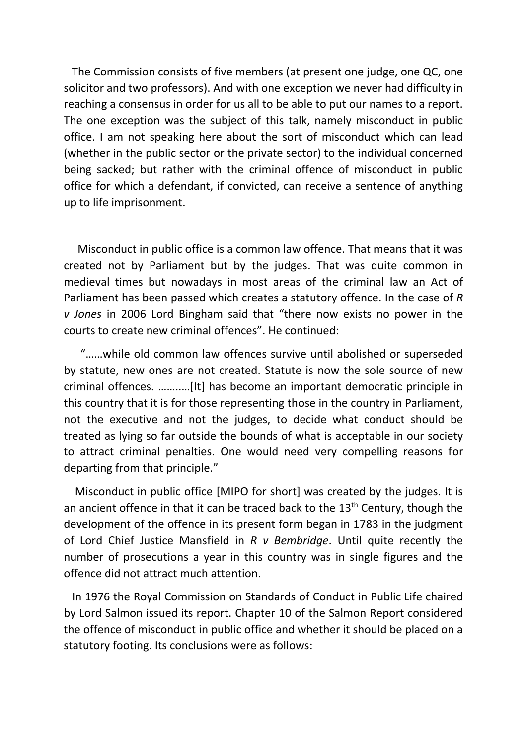The Commission consists of five members (at present one judge, one QC, one solicitor and two professors). And with one exception we never had difficulty in reaching a consensus in order for us all to be able to put our names to a report. The one exception was the subject of this talk, namely misconduct in public office. I am not speaking here about the sort of misconduct which can lead (whether in the public sector or the private sector) to the individual concerned being sacked; but rather with the criminal offence of misconduct in public office for which a defendant, if convicted, can receive a sentence of anything up to life imprisonment.

Misconduct in public office is a common law offence. That means that it was created not by Parliament but by the judges. That was quite common in medieval times but nowadays in most areas of the criminal law an Act of Parliament has been passed which creates a statutory offence. In the case of *R v Jones* in 2006 Lord Bingham said that "there now exists no power in the courts to create new criminal offences". He continued:

"……while old common law offences survive until abolished or superseded by statute, new ones are not created. Statute is now the sole source of new criminal offences. ………[It] has become an important democratic principle in this country that it is for those representing those in the country in Parliament, not the executive and not the judges, to decide what conduct should be treated as lying so far outside the bounds of what is acceptable in our society to attract criminal penalties. One would need very compelling reasons for departing from that principle."

Misconduct in public office [MIPO for short] was created by the judges. It is an ancient offence in that it can be traced back to the 13th Century, though the development of the offence in its present form began in 1783 in the judgment of Lord Chief Justice Mansfield in *R v Bembridge*. Until quite recently the number of prosecutions a year in this country was in single figures and the offence did not attract much attention.

In 1976 the Royal Commission on Standards of Conduct in Public Life chaired by Lord Salmon issued its report. Chapter 10 of the Salmon Report considered the offence of misconduct in public office and whether it should be placed on a statutory footing. Its conclusions were as follows: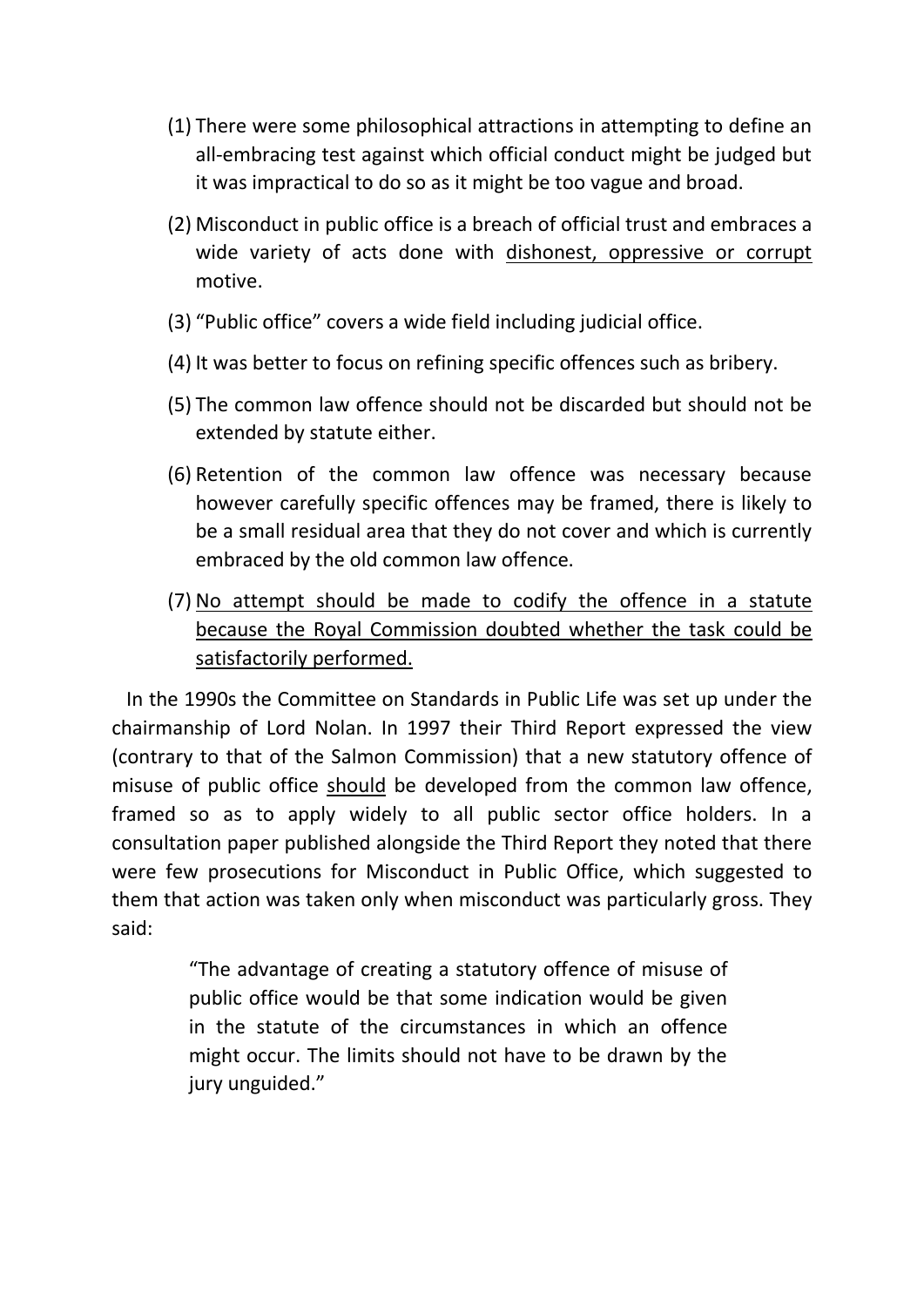(1) There were some philosophical attractions in attempting to define an all-embracing test against which official conduct might be judged but it was impractical to do so as it might be too vague and broad.

(2) Misconduct in public office is a breach of official trust and embraces a wide variety of acts done with <u>dishonest, oppressive or corrupt</u> motive.

(3) "Public office" covers a wide field including judicial office.

(4) It was better to focus on refining specific offences such as bribery.

(5) The common law offence should not be discarded but should not be extended by statute either.

(6) Retention of the common law offence was necessary because however carefully specific offences may be framed, there is likely to be a small residual area that they do not cover and which is currently embraced by the old common law offence.

(7) <u>No attempt should be made to codify the offence in a statute because the Royal Commission doubted whether the task could be satisfactorily performed.</u>

In the 1990s the Committee on Standards in Public Life was set up under the chairmanship of Lord Nolan. In 1997 their Third Report expressed the view (contrary to that of the Salmon Commission) that a new statutory offence of misuse of public office <u>should</u> be developed from the common law offence, framed so as to apply widely to all public sector office holders. In a consultation paper published alongside the Third Report they noted that there were few prosecutions for Misconduct in Public Office, which suggested to them that action was taken only when misconduct was particularly gross. They said:

> "The advantage of creating a statutory offence of misuse of public office would be that some indication would be given in the statute of the circumstances in which an offence might occur. The limits should not have to be drawn by the jury unguided."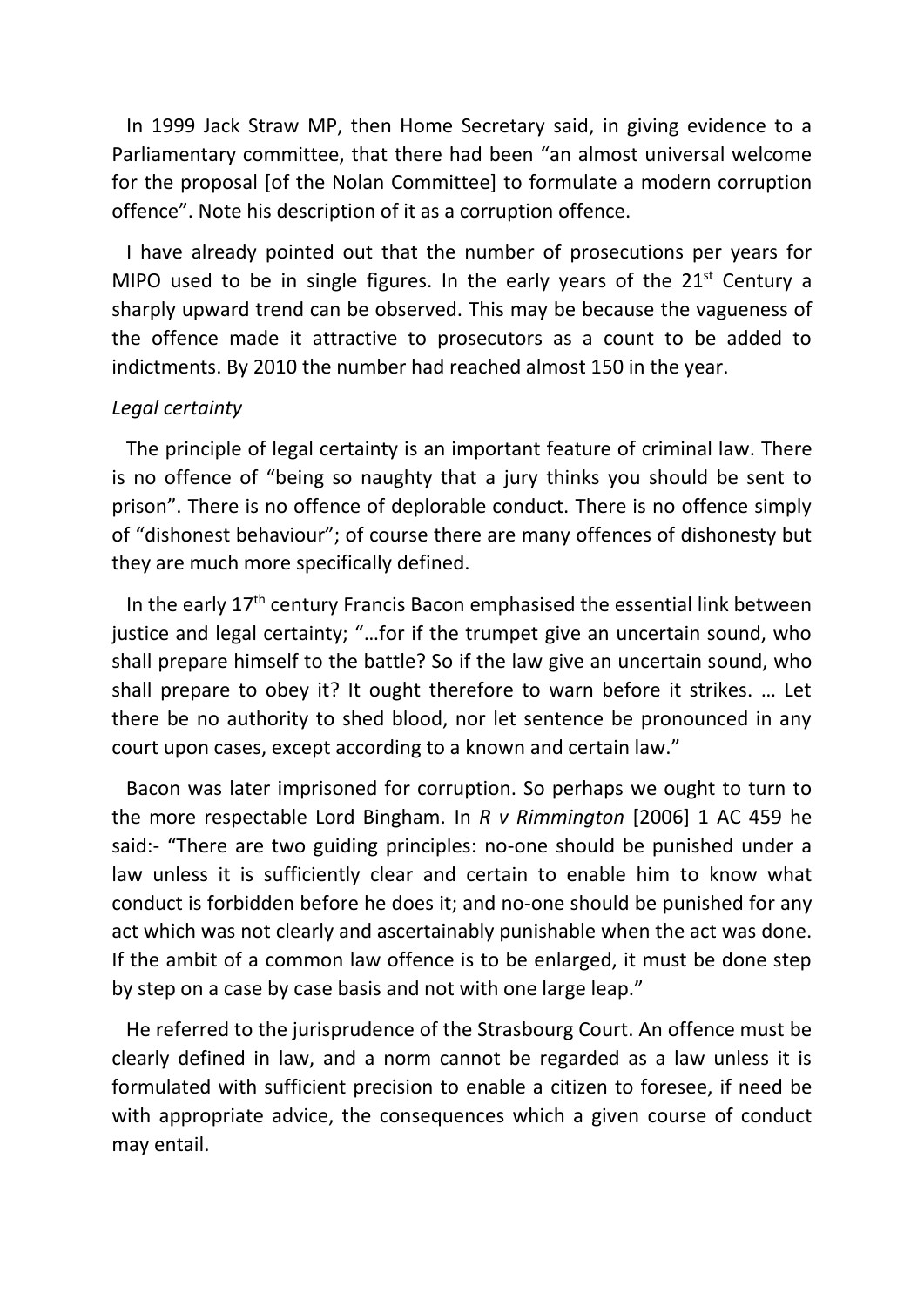In 1999 Jack Straw MP, then Home Secretary said, in giving evidence to a Parliamentary committee, that there had been "an almost universal welcome for the proposal [of the Nolan Committee] to formulate a modern corruption offence". Note his description of it as a corruption offence.

I have already pointed out that the number of prosecutions per years for MIPO used to be in single figures. In the early years of the 21st Century a sharply upward trend can be observed. This may be because the vagueness of the offence made it attractive to prosecutors as a count to be added to indictments. By 2010 the number had reached almost 150 in the year.

*Legal certainty*

The principle of legal certainty is an important feature of criminal law. There is no offence of "being so naughty that a jury thinks you should be sent to prison". There is no offence of deplorable conduct. There is no offence simply of "dishonest behaviour"; of course there are many offences of dishonesty but they are much more specifically defined.

In the early 17th century Francis Bacon emphasised the essential link between justice and legal certainty; "…for if the trumpet give an uncertain sound, who shall prepare himself to the battle? So if the law give an uncertain sound, who shall prepare to obey it? It ought therefore to warn before it strikes. … Let there be no authority to shed blood, nor let sentence be pronounced in any court upon cases, except according to a known and certain law."

Bacon was later imprisoned for corruption. So perhaps we ought to turn to the more respectable Lord Bingham. In *R v Rimmington* [2006] 1 AC 459 he said:- "There are two guiding principles: no-one should be punished under a law unless it is sufficiently clear and certain to enable him to know what conduct is forbidden before he does it; and no-one should be punished for any act which was not clearly and ascertainably punishable when the act was done. If the ambit of a common law offence is to be enlarged, it must be done step by step on a case by case basis and not with one large leap."

He referred to the jurisprudence of the Strasbourg Court. An offence must be clearly defined in law, and a norm cannot be regarded as a law unless it is formulated with sufficient precision to enable a citizen to foresee, if need be with appropriate advice, the consequences which a given course of conduct may entail.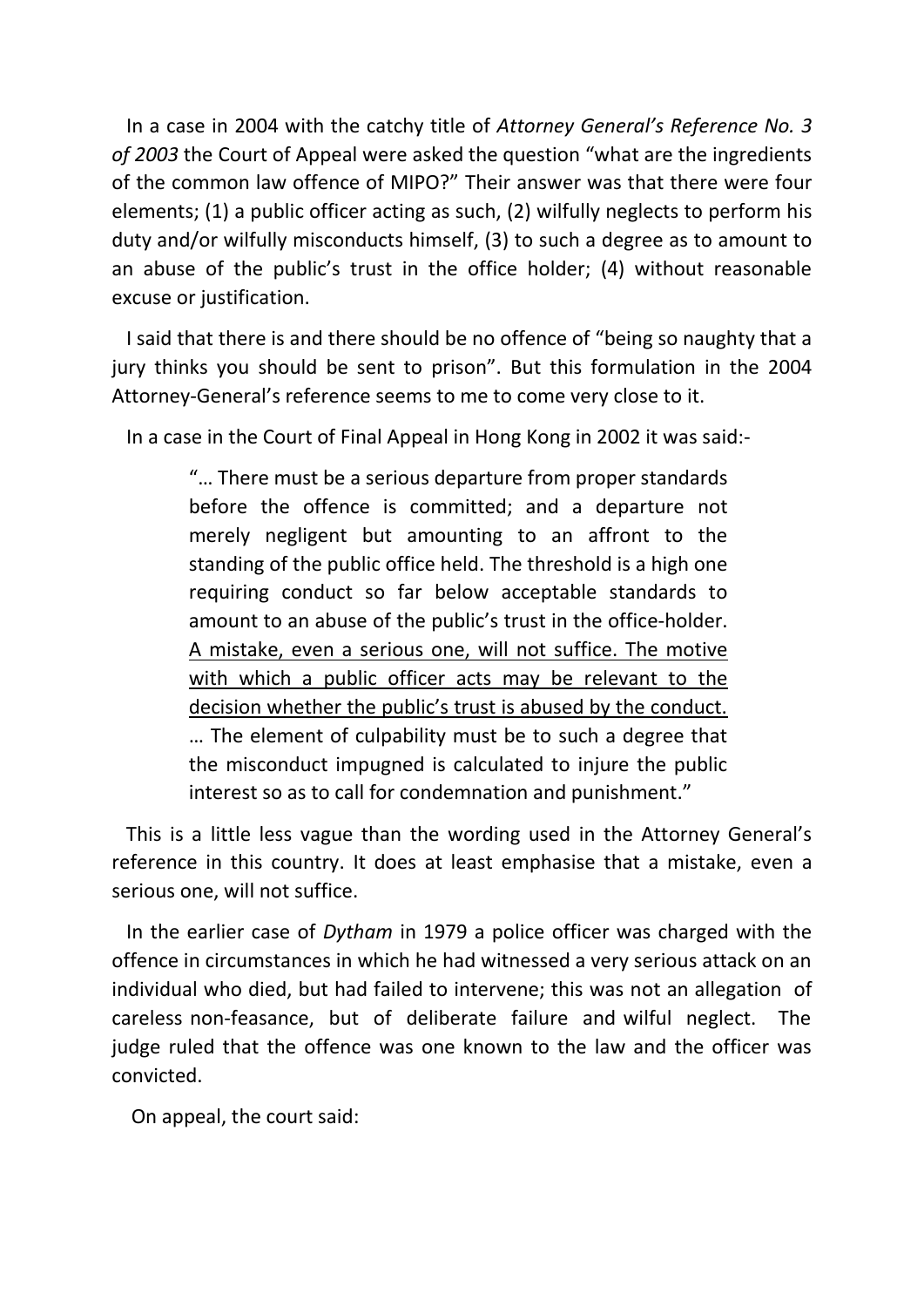In a case in 2004 with the catchy title of *Attorney General's Reference No. 3 of 2003* the Court of Appeal were asked the question "what are the ingredients of the common law offence of MIPO?" Their answer was that there were four elements; (1) a public officer acting as such, (2) wilfully neglects to perform his duty and/or wilfully misconducts himself, (3) to such a degree as to amount to an abuse of the public's trust in the office holder; (4) without reasonable excuse or justification.

I said that there is and there should be no offence of "being so naughty that a jury thinks you should be sent to prison". But this formulation in the 2004 Attorney-General's reference seems to me to come very close to it.

In a case in the Court of Final Appeal in Hong Kong in 2002 it was said:-

> "… There must be a serious departure from proper standards before the offence is committed; and a departure not merely negligent but amounting to an affront to the standing of the public office held. The threshold is a high one requiring conduct so far below acceptable standards to amount to an abuse of the public's trust in the office-holder. <u>A mistake, even a serious one, will not suffice. The motive with which a public officer acts may be relevant to the decision whether the public's trust is abused by the conduct.</u> … The element of culpability must be to such a degree that the misconduct impugned is calculated to injure the public interest so as to call for condemnation and punishment."

This is a little less vague than the wording used in the Attorney General's reference in this country. It does at least emphasise that a mistake, even a serious one, will not suffice.

In the earlier case of *Dytham* in 1979 a police officer was charged with the offence in circumstances in which he had witnessed a very serious attack on an individual who died, but had failed to intervene; this was not an allegation of careless non-feasance, but of deliberate failure and wilful neglect. The judge ruled that the offence was one known to the law and the officer was convicted.

On appeal, the court said: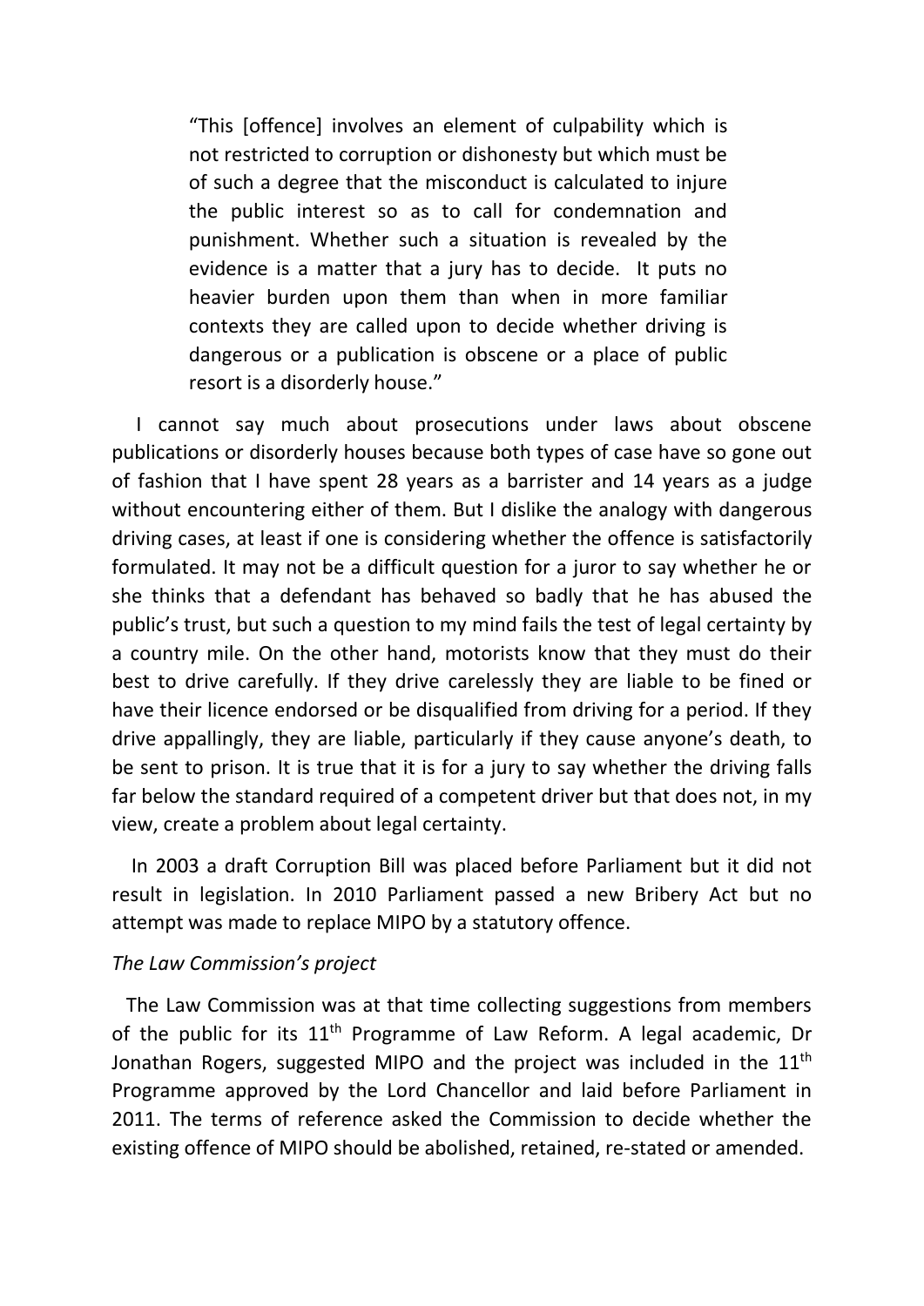> "This [offence] involves an element of culpability which is not restricted to corruption or dishonesty but which must be of such a degree that the misconduct is calculated to injure the public interest so as to call for condemnation and punishment. Whether such a situation is revealed by the evidence is a matter that a jury has to decide. It puts no heavier burden upon them than when in more familiar contexts they are called upon to decide whether driving is dangerous or a publication is obscene or a place of public resort is a disorderly house."

I cannot say much about prosecutions under laws about obscene publications or disorderly houses because both types of case have so gone out of fashion that I have spent 28 years as a barrister and 14 years as a judge without encountering either of them. But I dislike the analogy with dangerous driving cases, at least if one is considering whether the offence is satisfactorily formulated. It may not be a difficult question for a juror to say whether he or she thinks that a defendant has behaved so badly that he has abused the public's trust, but such a question to my mind fails the test of legal certainty by a country mile. On the other hand, motorists know that they must do their best to drive carefully. If they drive carelessly they are liable to be fined or have their licence endorsed or be disqualified from driving for a period. If they drive appallingly, they are liable, particularly if they cause anyone's death, to be sent to prison. It is true that it is for a jury to say whether the driving falls far below the standard required of a competent driver but that does not, in my view, create a problem about legal certainty.

In 2003 a draft Corruption Bill was placed before Parliament but it did not result in legislation. In 2010 Parliament passed a new Bribery Act but no attempt was made to replace MIPO by a statutory offence.

*The Law Commission's project*

The Law Commission was at that time collecting suggestions from members of the public for its 11th Programme of Law Reform. A legal academic, Dr Jonathan Rogers, suggested MIPO and the project was included in the 11th Programme approved by the Lord Chancellor and laid before Parliament in 2011. The terms of reference asked the Commission to decide whether the existing offence of MIPO should be abolished, retained, re-stated or amended.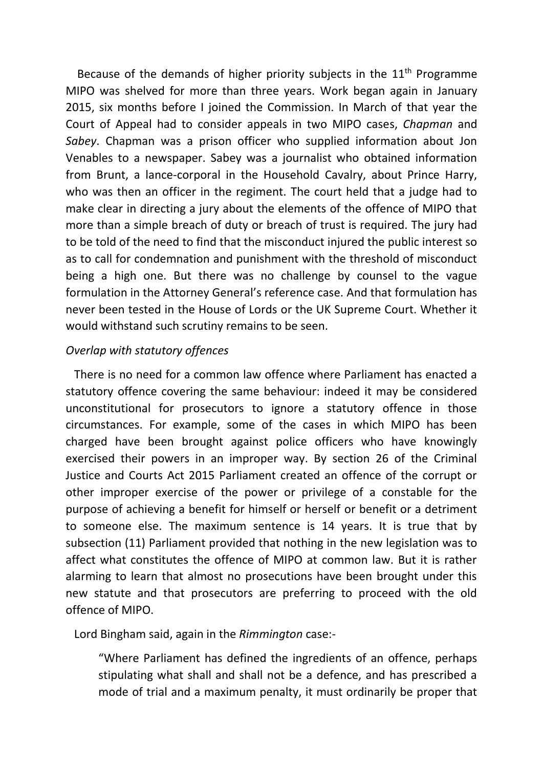Because of the demands of higher priority subjects in the 11th Programme MIPO was shelved for more than three years. Work began again in January 2015, six months before I joined the Commission. In March of that year the Court of Appeal had to consider appeals in two MIPO cases, *Chapman* and *Sabey*. Chapman was a prison officer who supplied information about Jon Venables to a newspaper. Sabey was a journalist who obtained information from Brunt, a lance-corporal in the Household Cavalry, about Prince Harry, who was then an officer in the regiment. The court held that a judge had to make clear in directing a jury about the elements of the offence of MIPO that more than a simple breach of duty or breach of trust is required. The jury had to be told of the need to find that the misconduct injured the public interest so as to call for condemnation and punishment with the threshold of misconduct being a high one. But there was no challenge by counsel to the vague formulation in the Attorney General's reference case. And that formulation has never been tested in the House of Lords or the UK Supreme Court. Whether it would withstand such scrutiny remains to be seen.

*Overlap with statutory offences*

There is no need for a common law offence where Parliament has enacted a statutory offence covering the same behaviour: indeed it may be considered unconstitutional for prosecutors to ignore a statutory offence in those circumstances. For example, some of the cases in which MIPO has been charged have been brought against police officers who have knowingly exercised their powers in an improper way. By section 26 of the Criminal Justice and Courts Act 2015 Parliament created an offence of the corrupt or other improper exercise of the power or privilege of a constable for the purpose of achieving a benefit for himself or herself or benefit or a detriment to someone else. The maximum sentence is 14 years. It is true that by subsection (11) Parliament provided that nothing in the new legislation was to affect what constitutes the offence of MIPO at common law. But it is rather alarming to learn that almost no prosecutions have been brought under this new statute and that prosecutors are preferring to proceed with the old offence of MIPO.

Lord Bingham said, again in the *Rimmington* case:-

> "Where Parliament has defined the ingredients of an offence, perhaps stipulating what shall and shall not be a defence, and has prescribed a mode of trial and a maximum penalty, it must ordinarily be proper that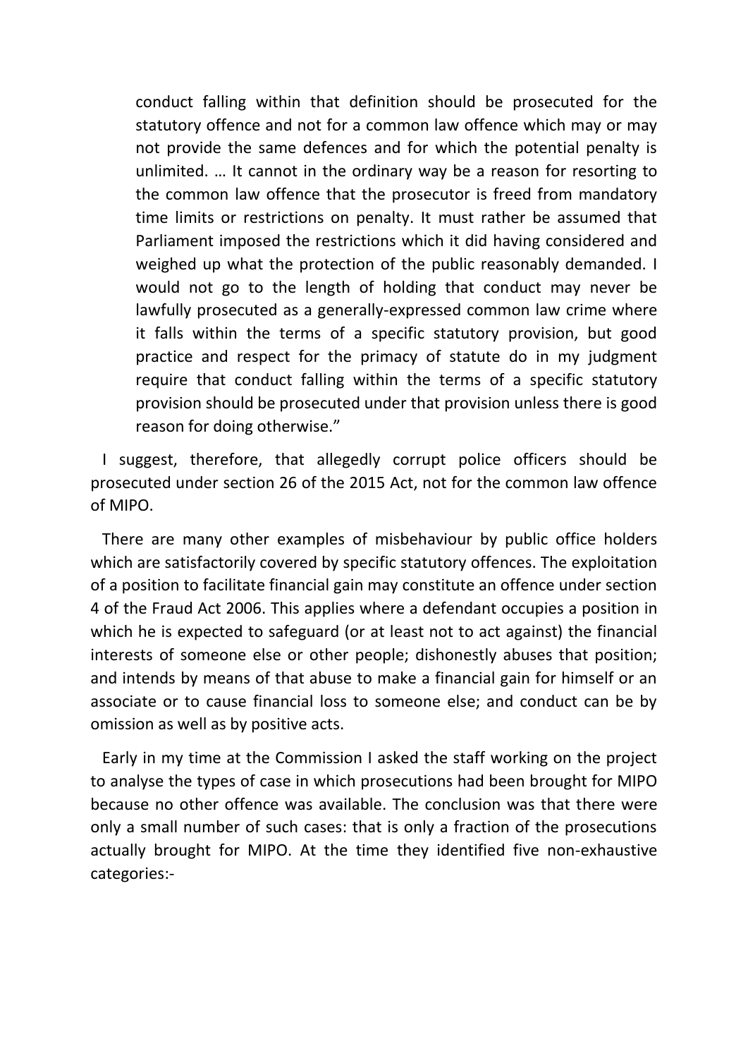> conduct falling within that definition should be prosecuted for the statutory offence and not for a common law offence which may or may not provide the same defences and for which the potential penalty is unlimited. … It cannot in the ordinary way be a reason for resorting to the common law offence that the prosecutor is freed from mandatory time limits or restrictions on penalty. It must rather be assumed that Parliament imposed the restrictions which it did having considered and weighed up what the protection of the public reasonably demanded. I would not go to the length of holding that conduct may never be lawfully prosecuted as a generally-expressed common law crime where it falls within the terms of a specific statutory provision, but good practice and respect for the primacy of statute do in my judgment require that conduct falling within the terms of a specific statutory provision should be prosecuted under that provision unless there is good reason for doing otherwise."

I suggest, therefore, that allegedly corrupt police officers should be prosecuted under section 26 of the 2015 Act, not for the common law offence of MIPO.

There are many other examples of misbehaviour by public office holders which are satisfactorily covered by specific statutory offences. The exploitation of a position to facilitate financial gain may constitute an offence under section 4 of the Fraud Act 2006. This applies where a defendant occupies a position in which he is expected to safeguard (or at least not to act against) the financial interests of someone else or other people; dishonestly abuses that position; and intends by means of that abuse to make a financial gain for himself or an associate or to cause financial loss to someone else; and conduct can be by omission as well as by positive acts.

Early in my time at the Commission I asked the staff working on the project to analyse the types of case in which prosecutions had been brought for MIPO because no other offence was available. The conclusion was that there were only a small number of such cases: that is only a fraction of the prosecutions actually brought for MIPO. At the time they identified five non-exhaustive categories:-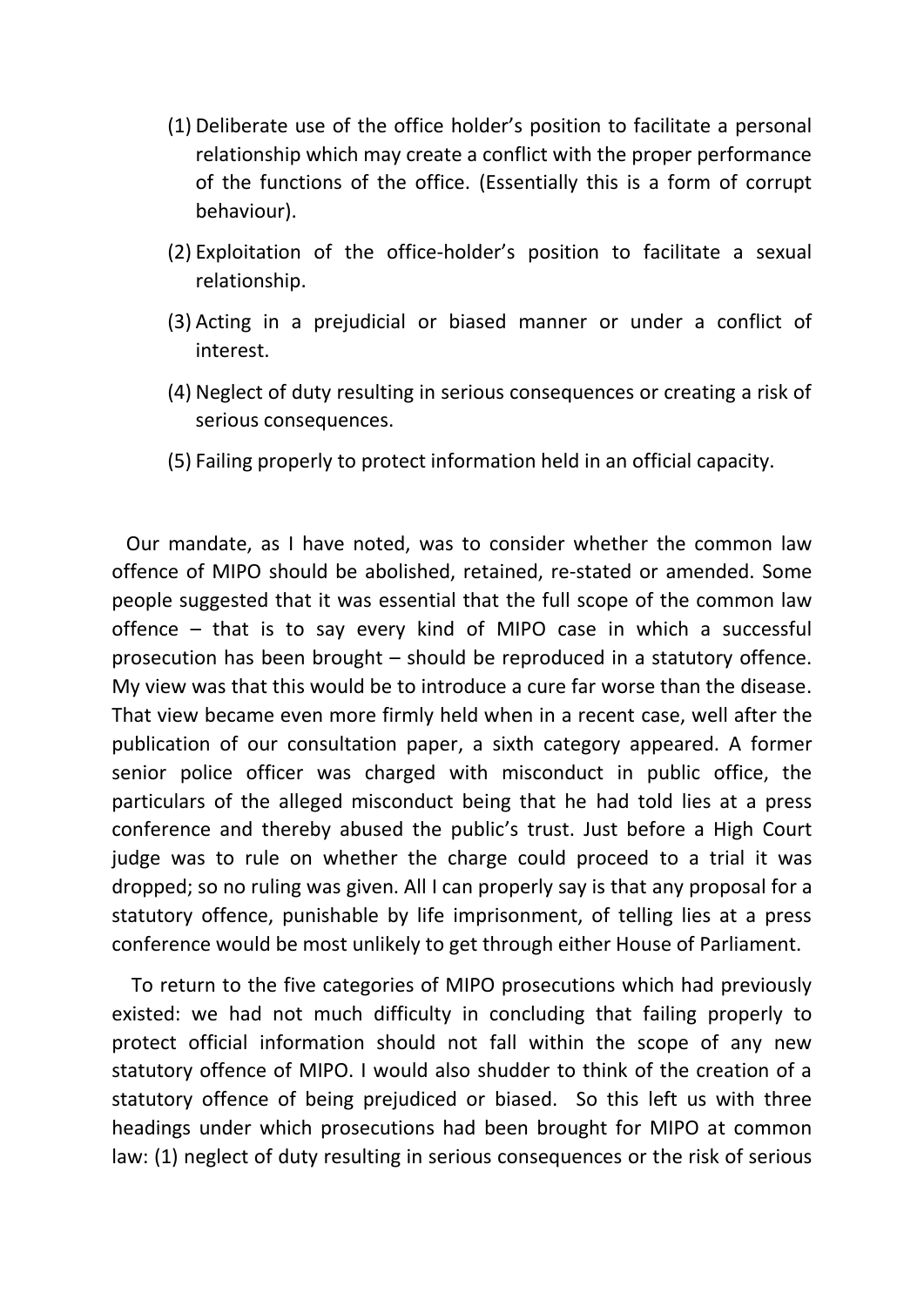(1) Deliberate use of the office holder's position to facilitate a personal relationship which may create a conflict with the proper performance of the functions of the office. (Essentially this is a form of corrupt behaviour).

(2) Exploitation of the office-holder's position to facilitate a sexual relationship.

(3) Acting in a prejudicial or biased manner or under a conflict of interest.

(4) Neglect of duty resulting in serious consequences or creating a risk of serious consequences.

(5) Failing properly to protect information held in an official capacity.

Our mandate, as I have noted, was to consider whether the common law offence of MIPO should be abolished, retained, re-stated or amended. Some people suggested that it was essential that the full scope of the common law offence – that is to say every kind of MIPO case in which a successful prosecution has been brought – should be reproduced in a statutory offence. My view was that this would be to introduce a cure far worse than the disease. That view became even more firmly held when in a recent case, well after the publication of our consultation paper, a sixth category appeared. A former senior police officer was charged with misconduct in public office, the particulars of the alleged misconduct being that he had told lies at a press conference and thereby abused the public's trust. Just before a High Court judge was to rule on whether the charge could proceed to a trial it was dropped; so no ruling was given. All I can properly say is that any proposal for a statutory offence, punishable by life imprisonment, of telling lies at a press conference would be most unlikely to get through either House of Parliament.

To return to the five categories of MIPO prosecutions which had previously existed: we had not much difficulty in concluding that failing properly to protect official information should not fall within the scope of any new statutory offence of MIPO. I would also shudder to think of the creation of a statutory offence of being prejudiced or biased. So this left us with three headings under which prosecutions had been brought for MIPO at common law: (1) neglect of duty resulting in serious consequences or the risk of serious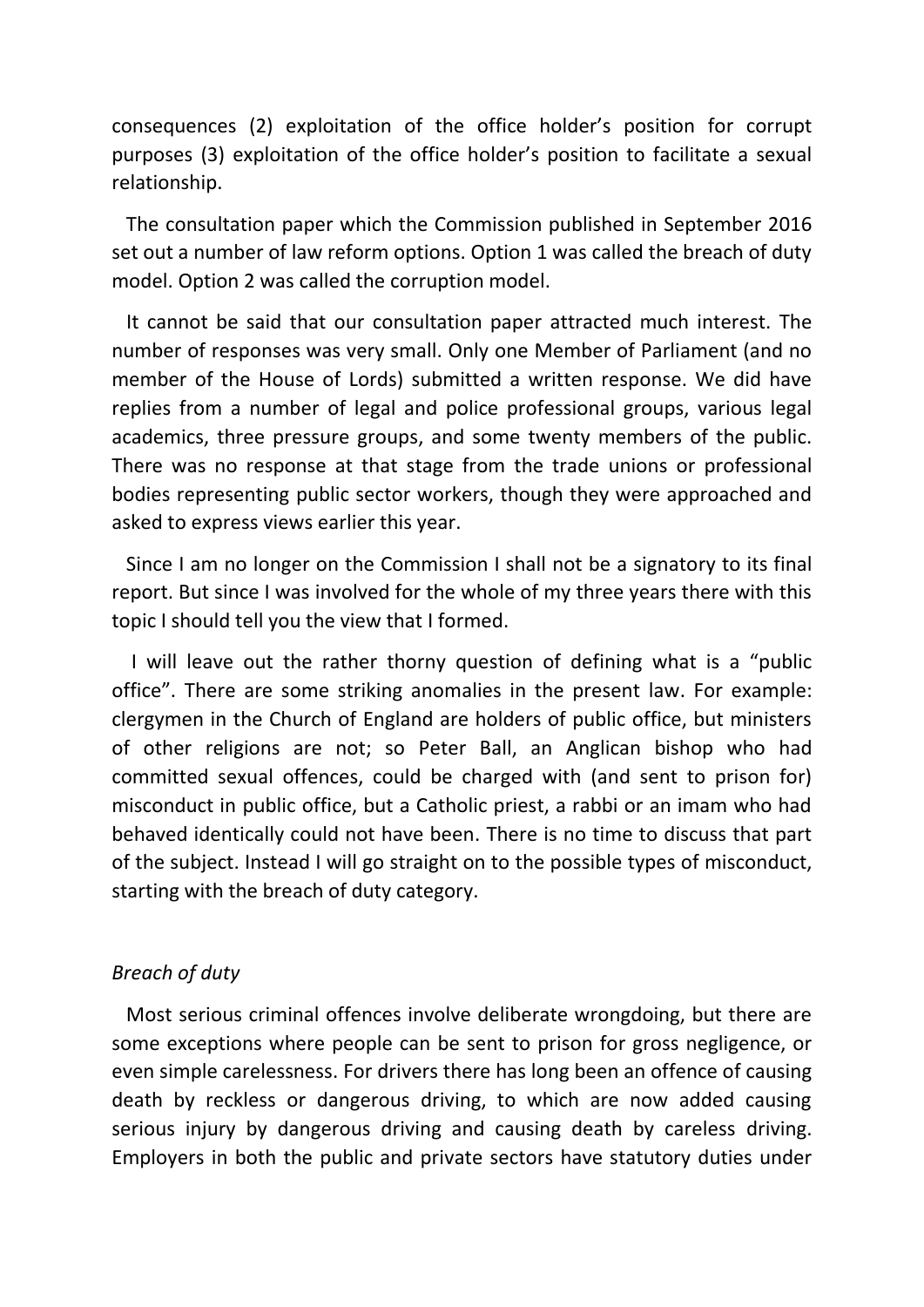consequences (2) exploitation of the office holder's position for corrupt purposes (3) exploitation of the office holder's position to facilitate a sexual relationship.

The consultation paper which the Commission published in September 2016 set out a number of law reform options. Option 1 was called the breach of duty model. Option 2 was called the corruption model.

It cannot be said that our consultation paper attracted much interest. The number of responses was very small. Only one Member of Parliament (and no member of the House of Lords) submitted a written response. We did have replies from a number of legal and police professional groups, various legal academics, three pressure groups, and some twenty members of the public. There was no response at that stage from the trade unions or professional bodies representing public sector workers, though they were approached and asked to express views earlier this year.

Since I am no longer on the Commission I shall not be a signatory to its final report. But since I was involved for the whole of my three years there with this topic I should tell you the view that I formed.

I will leave out the rather thorny question of defining what is a "public office". There are some striking anomalies in the present law. For example: clergymen in the Church of England are holders of public office, but ministers of other religions are not; so Peter Ball, an Anglican bishop who had committed sexual offences, could be charged with (and sent to prison for) misconduct in public office, but a Catholic priest, a rabbi or an imam who had behaved identically could not have been. There is no time to discuss that part of the subject. Instead I will go straight on to the possible types of misconduct, starting with the breach of duty category.

*Breach of duty*

Most serious criminal offences involve deliberate wrongdoing, but there are some exceptions where people can be sent to prison for gross negligence, or even simple carelessness. For drivers there has long been an offence of causing death by reckless or dangerous driving, to which are now added causing serious injury by dangerous driving and causing death by careless driving. Employers in both the public and private sectors have statutory duties under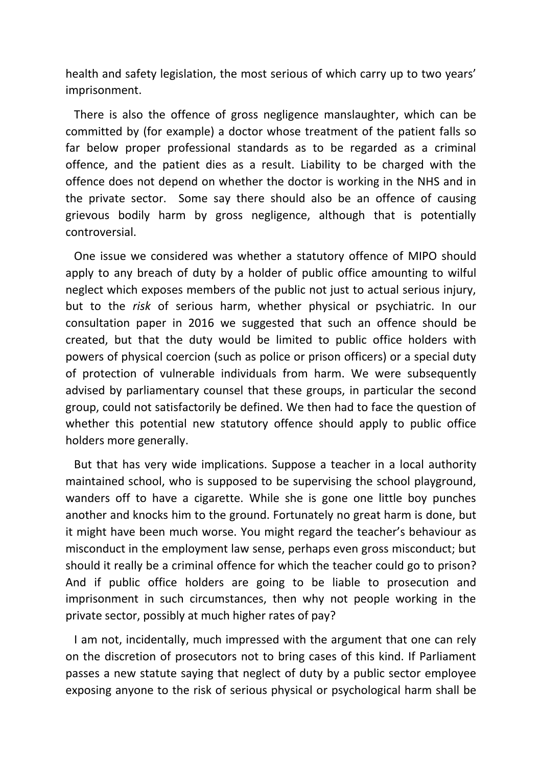health and safety legislation, the most serious of which carry up to two years' imprisonment.

There is also the offence of gross negligence manslaughter, which can be committed by (for example) a doctor whose treatment of the patient falls so far below proper professional standards as to be regarded as a criminal offence, and the patient dies as a result. Liability to be charged with the offence does not depend on whether the doctor is working in the NHS and in the private sector. Some say there should also be an offence of causing grievous bodily harm by gross negligence, although that is potentially controversial.

One issue we considered was whether a statutory offence of MIPO should apply to any breach of duty by a holder of public office amounting to wilful neglect which exposes members of the public not just to actual serious injury, but to the *risk* of serious harm, whether physical or psychiatric. In our consultation paper in 2016 we suggested that such an offence should be created, but that the duty would be limited to public office holders with powers of physical coercion (such as police or prison officers) or a special duty of protection of vulnerable individuals from harm. We were subsequently advised by parliamentary counsel that these groups, in particular the second group, could not satisfactorily be defined. We then had to face the question of whether this potential new statutory offence should apply to public office holders more generally.

But that has very wide implications. Suppose a teacher in a local authority maintained school, who is supposed to be supervising the school playground, wanders off to have a cigarette. While she is gone one little boy punches another and knocks him to the ground. Fortunately no great harm is done, but it might have been much worse. You might regard the teacher's behaviour as misconduct in the employment law sense, perhaps even gross misconduct; but should it really be a criminal offence for which the teacher could go to prison? And if public office holders are going to be liable to prosecution and imprisonment in such circumstances, then why not people working in the private sector, possibly at much higher rates of pay?

I am not, incidentally, much impressed with the argument that one can rely on the discretion of prosecutors not to bring cases of this kind. If Parliament passes a new statute saying that neglect of duty by a public sector employee exposing anyone to the risk of serious physical or psychological harm shall be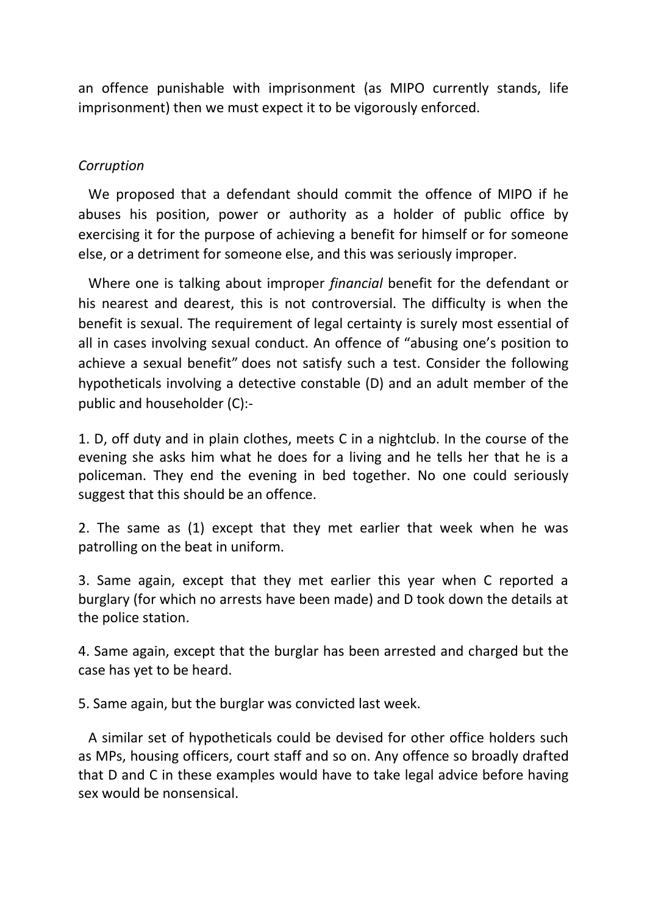an offence punishable with imprisonment (as MIPO currently stands, life imprisonment) then we must expect it to be vigorously enforced.

*Corruption*

We proposed that a defendant should commit the offence of MIPO if he abuses his position, power or authority as a holder of public office by exercising it for the purpose of achieving a benefit for himself or for someone else, or a detriment for someone else, and this was seriously improper.

Where one is talking about improper *financial* benefit for the defendant or his nearest and dearest, this is not controversial. The difficulty is when the benefit is sexual. The requirement of legal certainty is surely most essential of all in cases involving sexual conduct. An offence of "abusing one's position to achieve a sexual benefit" does not satisfy such a test. Consider the following hypotheticals involving a detective constable (D) and an adult member of the public and householder (C):-

1. D, off duty and in plain clothes, meets C in a nightclub. In the course of the evening she asks him what he does for a living and he tells her that he is a policeman. They end the evening in bed together. No one could seriously suggest that this should be an offence.

2. The same as (1) except that they met earlier that week when he was patrolling on the beat in uniform.

3. Same again, except that they met earlier this year when C reported a burglary (for which no arrests have been made) and D took down the details at the police station.

4. Same again, except that the burglar has been arrested and charged but the case has yet to be heard.

5. Same again, but the burglar was convicted last week.

A similar set of hypotheticals could be devised for other office holders such as MPs, housing officers, court staff and so on. Any offence so broadly drafted that D and C in these examples would have to take legal advice before having sex would be nonsensical.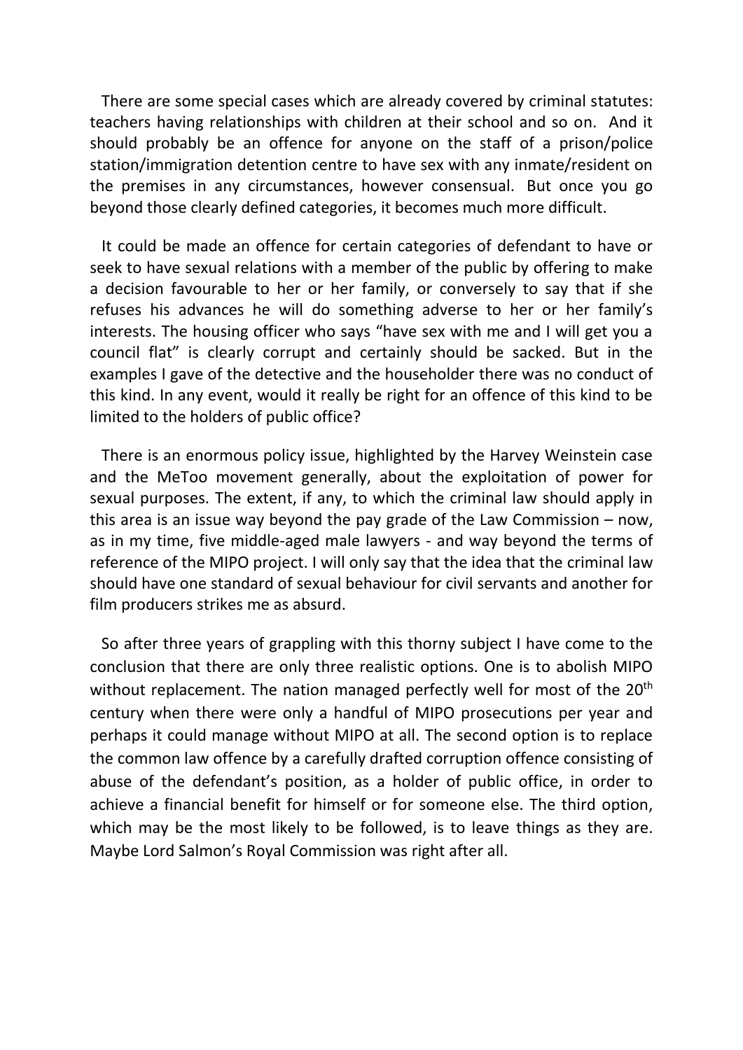There are some special cases which are already covered by criminal statutes: teachers having relationships with children at their school and so on. And it should probably be an offence for anyone on the staff of a prison/police station/immigration detention centre to have sex with any inmate/resident on the premises in any circumstances, however consensual. But once you go beyond those clearly defined categories, it becomes much more difficult.

It could be made an offence for certain categories of defendant to have or seek to have sexual relations with a member of the public by offering to make a decision favourable to her or her family, or conversely to say that if she refuses his advances he will do something adverse to her or her family's interests. The housing officer who says "have sex with me and I will get you a council flat" is clearly corrupt and certainly should be sacked. But in the examples I gave of the detective and the householder there was no conduct of this kind. In any event, would it really be right for an offence of this kind to be limited to the holders of public office?

There is an enormous policy issue, highlighted by the Harvey Weinstein case and the MeToo movement generally, about the exploitation of power for sexual purposes. The extent, if any, to which the criminal law should apply in this area is an issue way beyond the pay grade of the Law Commission – now, as in my time, five middle-aged male lawyers - and way beyond the terms of reference of the MIPO project. I will only say that the idea that the criminal law should have one standard of sexual behaviour for civil servants and another for film producers strikes me as absurd.

So after three years of grappling with this thorny subject I have come to the conclusion that there are only three realistic options. One is to abolish MIPO without replacement. The nation managed perfectly well for most of the 20th century when there were only a handful of MIPO prosecutions per year and perhaps it could manage without MIPO at all. The second option is to replace the common law offence by a carefully drafted corruption offence consisting of abuse of the defendant's position, as a holder of public office, in order to achieve a financial benefit for himself or for someone else. The third option, which may be the most likely to be followed, is to leave things as they are. Maybe Lord Salmon's Royal Commission was right after all.